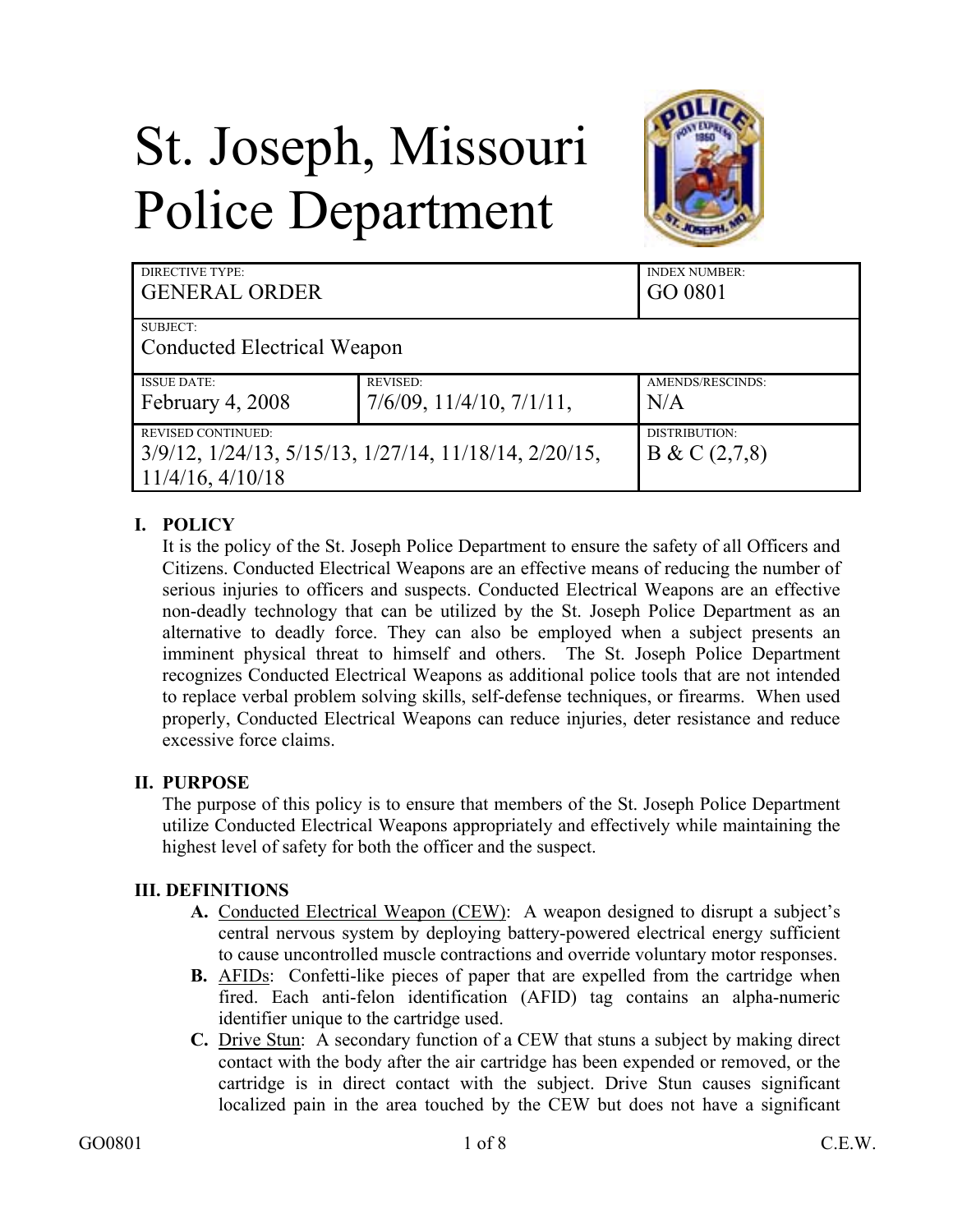# St. Joseph, Missouri Police Department

| DIRECTIVE TYPE: GENERAL ORDER | | INDEX NUMBER: GO 0801 |
|---|---|---|
| SUBJECT: Conducted Electrical Weapon | | |
| ISSUE DATE: February 4, 2008 | REVISED: 7/6/09, 11/4/10, 7/1/11, | AMENDS/RESCINDS: N/A |
| REVISED CONTINUED: 3/9/12, 1/24/13, 5/15/13, 1/27/14, 11/18/14, 2/20/15, 11/4/16, 4/10/18 | | DISTRIBUTION: B & C (2,7,8) |

## I. POLICY

It is the policy of the St. Joseph Police Department to ensure the safety of all Officers and Citizens. Conducted Electrical Weapons are an effective means of reducing the number of serious injuries to officers and suspects. Conducted Electrical Weapons are an effective non-deadly technology that can be utilized by the St. Joseph Police Department as an alternative to deadly force. They can also be employed when a subject presents an imminent physical threat to himself and others. The St. Joseph Police Department recognizes Conducted Electrical Weapons as additional police tools that are not intended to replace verbal problem solving skills, self-defense techniques, or firearms. When used properly, Conducted Electrical Weapons can reduce injuries, deter resistance and reduce excessive force claims.

## II. PURPOSE

The purpose of this policy is to ensure that members of the St. Joseph Police Department utilize Conducted Electrical Weapons appropriately and effectively while maintaining the highest level of safety for both the officer and the suspect.

## III. DEFINITIONS

**A.** Conducted Electrical Weapon (CEW): A weapon designed to disrupt a subject's central nervous system by deploying battery-powered electrical energy sufficient to cause uncontrolled muscle contractions and override voluntary motor responses.

**B.** AFIDs: Confetti-like pieces of paper that are expelled from the cartridge when fired. Each anti-felon identification (AFID) tag contains an alpha-numeric identifier unique to the cartridge used.

**C.** Drive Stun: A secondary function of a CEW that stuns a subject by making direct contact with the body after the air cartridge has been expended or removed, or the cartridge is in direct contact with the subject. Drive Stun causes significant localized pain in the area touched by the CEW but does not have a significant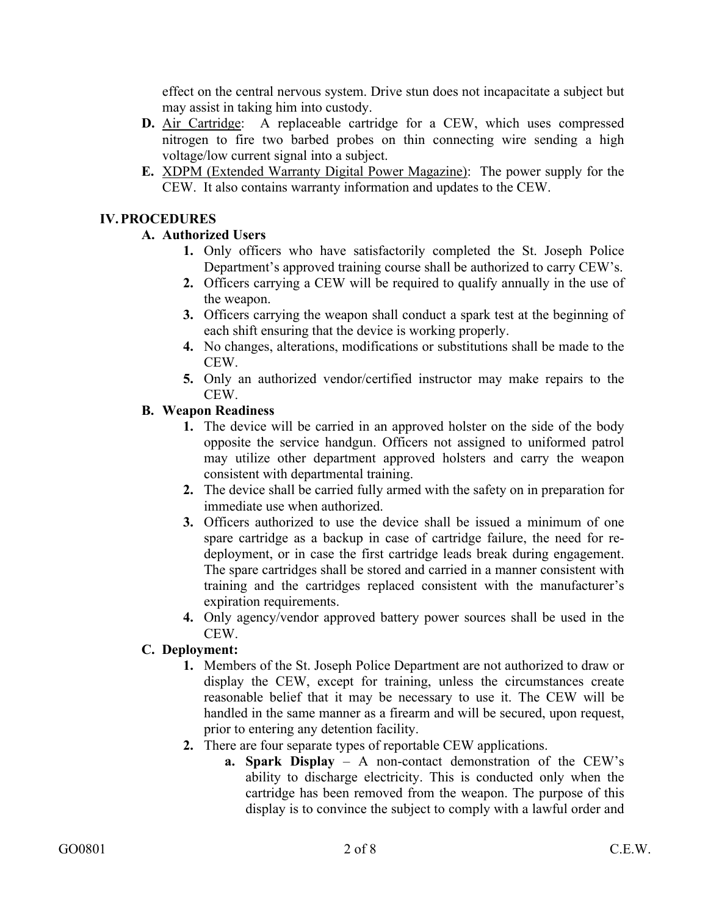effect on the central nervous system. Drive stun does not incapacitate a subject but may assist in taking him into custody.

**D.** Air Cartridge: A replaceable cartridge for a CEW, which uses compressed nitrogen to fire two barbed probes on thin connecting wire sending a high voltage/low current signal into a subject.

**E.** XDPM (Extended Warranty Digital Power Magazine): The power supply for the CEW. It also contains warranty information and updates to the CEW.

## IV. PROCEDURES

### A. Authorized Users

1. Only officers who have satisfactorily completed the St. Joseph Police Department's approved training course shall be authorized to carry CEW's.
2. Officers carrying a CEW will be required to qualify annually in the use of the weapon.
3. Officers carrying the weapon shall conduct a spark test at the beginning of each shift ensuring that the device is working properly.
4. No changes, alterations, modifications or substitutions shall be made to the CEW.
5. Only an authorized vendor/certified instructor may make repairs to the CEW.

### B. Weapon Readiness

1. The device will be carried in an approved holster on the side of the body opposite the service handgun. Officers not assigned to uniformed patrol may utilize other department approved holsters and carry the weapon consistent with departmental training.
2. The device shall be carried fully armed with the safety on in preparation for immediate use when authorized.
3. Officers authorized to use the device shall be issued a minimum of one spare cartridge as a backup in case of cartridge failure, the need for re-deployment, or in case the first cartridge leads break during engagement. The spare cartridges shall be stored and carried in a manner consistent with training and the cartridges replaced consistent with the manufacturer's expiration requirements.
4. Only agency/vendor approved battery power sources shall be used in the CEW.

### C. Deployment:

1. Members of the St. Joseph Police Department are not authorized to draw or display the CEW, except for training, unless the circumstances create reasonable belief that it may be necessary to use it. The CEW will be handled in the same manner as a firearm and will be secured, upon request, prior to entering any detention facility.
2. There are four separate types of reportable CEW applications.
   - **a. Spark Display** – A non-contact demonstration of the CEW's ability to discharge electricity. This is conducted only when the cartridge has been removed from the weapon. The purpose of this display is to convince the subject to comply with a lawful order and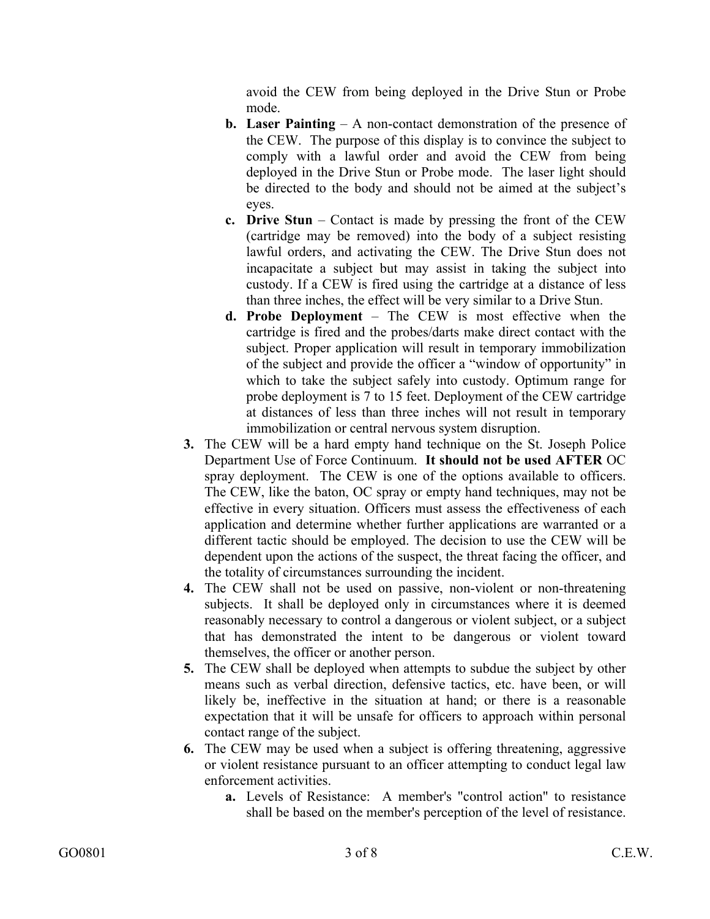avoid the CEW from being deployed in the Drive Stun or Probe mode.

   b. **Laser Painting** – A non-contact demonstration of the presence of the CEW. The purpose of this display is to convince the subject to comply with a lawful order and avoid the CEW from being deployed in the Drive Stun or Probe mode. The laser light should be directed to the body and should not be aimed at the subject's eyes.
   c. **Drive Stun** – Contact is made by pressing the front of the CEW (cartridge may be removed) into the body of a subject resisting lawful orders, and activating the CEW. The Drive Stun does not incapacitate a subject but may assist in taking the subject into custody. If a CEW is fired using the cartridge at a distance of less than three inches, the effect will be very similar to a Drive Stun.
   d. **Probe Deployment** – The CEW is most effective when the cartridge is fired and the probes/darts make direct contact with the subject. Proper application will result in temporary immobilization of the subject and provide the officer a "window of opportunity" in which to take the subject safely into custody. Optimum range for probe deployment is 7 to 15 feet. Deployment of the CEW cartridge at distances of less than three inches will not result in temporary immobilization or central nervous system disruption.

3. The CEW will be a hard empty hand technique on the St. Joseph Police Department Use of Force Continuum. **It should not be used AFTER** OC spray deployment. The CEW is one of the options available to officers. The CEW, like the baton, OC spray or empty hand techniques, may not be effective in every situation. Officers must assess the effectiveness of each application and determine whether further applications are warranted or a different tactic should be employed. The decision to use the CEW will be dependent upon the actions of the suspect, the threat facing the officer, and the totality of circumstances surrounding the incident.
4. The CEW shall not be used on passive, non-violent or non-threatening subjects. It shall be deployed only in circumstances where it is deemed reasonably necessary to control a dangerous or violent subject, or a subject that has demonstrated the intent to be dangerous or violent toward themselves, the officer or another person.
5. The CEW shall be deployed when attempts to subdue the subject by other means such as verbal direction, defensive tactics, etc. have been, or will likely be, ineffective in the situation at hand; or there is a reasonable expectation that it will be unsafe for officers to approach within personal contact range of the subject.
6. The CEW may be used when a subject is offering threatening, aggressive or violent resistance pursuant to an officer attempting to conduct legal law enforcement activities.
   a. Levels of Resistance: A member's "control action" to resistance shall be based on the member's perception of the level of resistance.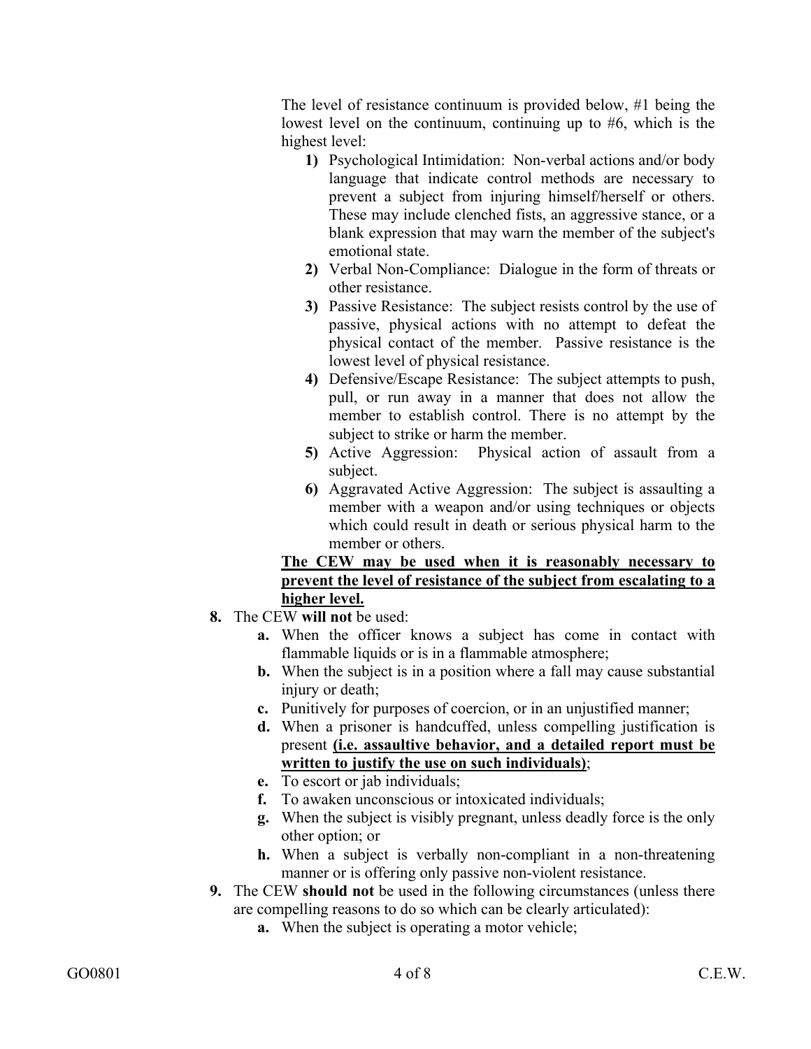The level of resistance continuum is provided below, #1 being the lowest level on the continuum, continuing up to #6, which is the highest level:

1) Psychological Intimidation: Non-verbal actions and/or body language that indicate control methods are necessary to prevent a subject from injuring himself/herself or others. These may include clenched fists, an aggressive stance, or a blank expression that may warn the member of the subject's emotional state.
2) Verbal Non-Compliance: Dialogue in the form of threats or other resistance.
3) Passive Resistance: The subject resists control by the use of passive, physical actions with no attempt to defeat the physical contact of the member. Passive resistance is the lowest level of physical resistance.
4) Defensive/Escape Resistance: The subject attempts to push, pull, or run away in a manner that does not allow the member to establish control. There is no attempt by the subject to strike or harm the member.
5) Active Aggression: Physical action of assault from a subject.
6) Aggravated Active Aggression: The subject is assaulting a member with a weapon and/or using techniques or objects which could result in death or serious physical harm to the member or others.

**The CEW may be used when it is reasonably necessary to prevent the level of resistance of the subject from escalating to a higher level.**

8. The CEW **will not** be used:
   - a. When the officer knows a subject has come in contact with flammable liquids or is in a flammable atmosphere;
   - b. When the subject is in a position where a fall may cause substantial injury or death;
   - c. Punitively for purposes of coercion, or in an unjustified manner;
   - d. When a prisoner is handcuffed, unless compelling justification is present **(i.e. assaultive behavior, and a detailed report must be written to justify the use on such individuals)**;
   - e. To escort or jab individuals;
   - f. To awaken unconscious or intoxicated individuals;
   - g. When the subject is visibly pregnant, unless deadly force is the only other option; or
   - h. When a subject is verbally non-compliant in a non-threatening manner or is offering only passive non-violent resistance.
9. The CEW **should not** be used in the following circumstances (unless there are compelling reasons to do so which can be clearly articulated):
   - a. When the subject is operating a motor vehicle;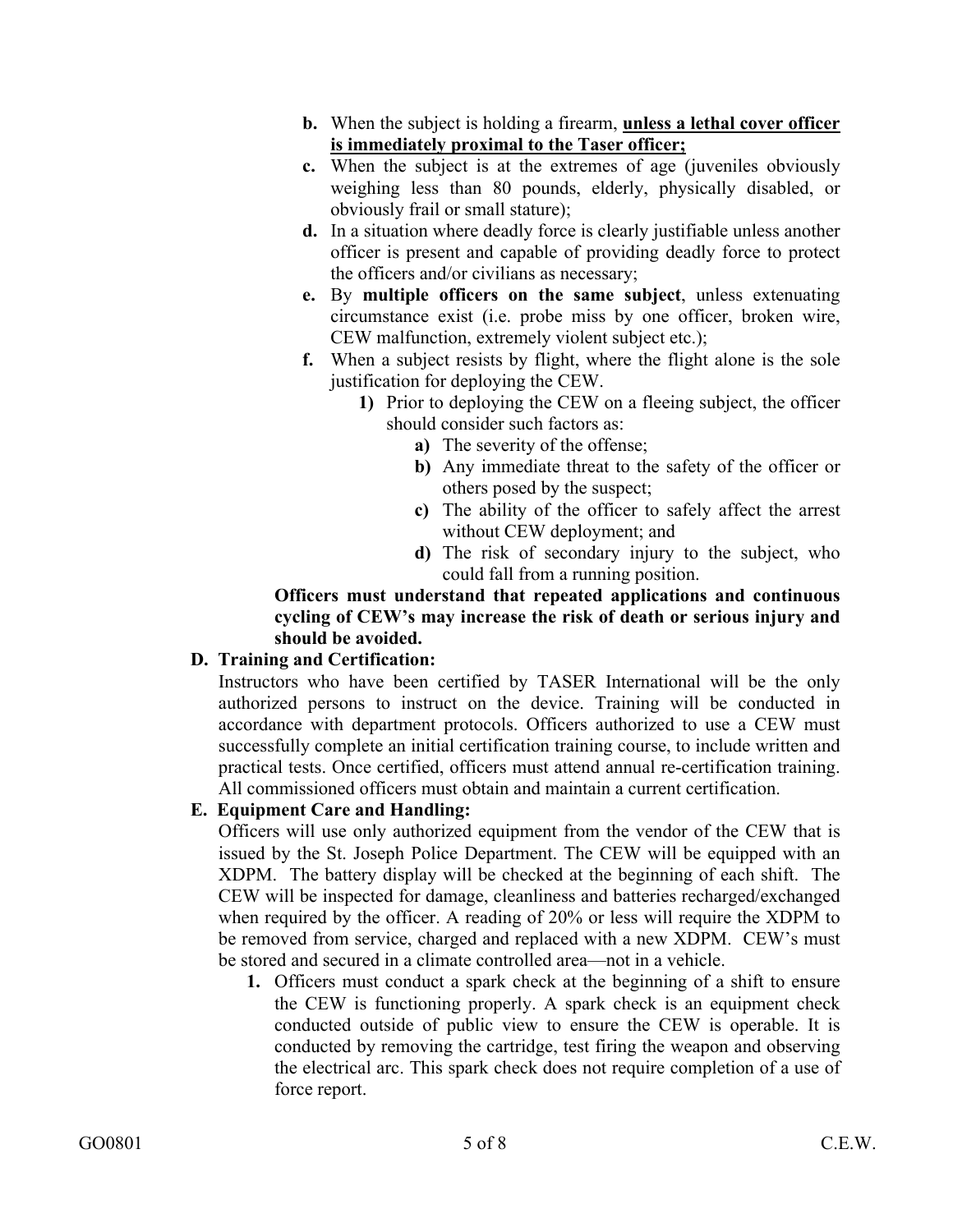b. When the subject is holding a firearm, **unless a lethal cover officer is immediately proximal to the Taser officer;**

c. When the subject is at the extremes of age (juveniles obviously weighing less than 80 pounds, elderly, physically disabled, or obviously frail or small stature);

d. In a situation where deadly force is clearly justifiable unless another officer is present and capable of providing deadly force to protect the officers and/or civilians as necessary;

e. By **multiple officers on the same subject**, unless extenuating circumstance exist (i.e. probe miss by one officer, broken wire, CEW malfunction, extremely violent subject etc.);

f. When a subject resists by flight, where the flight alone is the sole justification for deploying the CEW.

   1) Prior to deploying the CEW on a fleeing subject, the officer should consider such factors as:

      a) The severity of the offense;

      b) Any immediate threat to the safety of the officer or others posed by the suspect;

      c) The ability of the officer to safely affect the arrest without CEW deployment; and

      d) The risk of secondary injury to the subject, who could fall from a running position.

**Officers must understand that repeated applications and continuous cycling of CEW's may increase the risk of death or serious injury and should be avoided.**

**D. Training and Certification:**

Instructors who have been certified by TASER International will be the only authorized persons to instruct on the device. Training will be conducted in accordance with department protocols. Officers authorized to use a CEW must successfully complete an initial certification training course, to include written and practical tests. Once certified, officers must attend annual re-certification training. All commissioned officers must obtain and maintain a current certification.

**E. Equipment Care and Handling:**

Officers will use only authorized equipment from the vendor of the CEW that is issued by the St. Joseph Police Department. The CEW will be equipped with an XDPM. The battery display will be checked at the beginning of each shift. The CEW will be inspected for damage, cleanliness and batteries recharged/exchanged when required by the officer. A reading of 20% or less will require the XDPM to be removed from service, charged and replaced with a new XDPM. CEW's must be stored and secured in a climate controlled area—not in a vehicle.

1. Officers must conduct a spark check at the beginning of a shift to ensure the CEW is functioning properly. A spark check is an equipment check conducted outside of public view to ensure the CEW is operable. It is conducted by removing the cartridge, test firing the weapon and observing the electrical arc. This spark check does not require completion of a use of force report.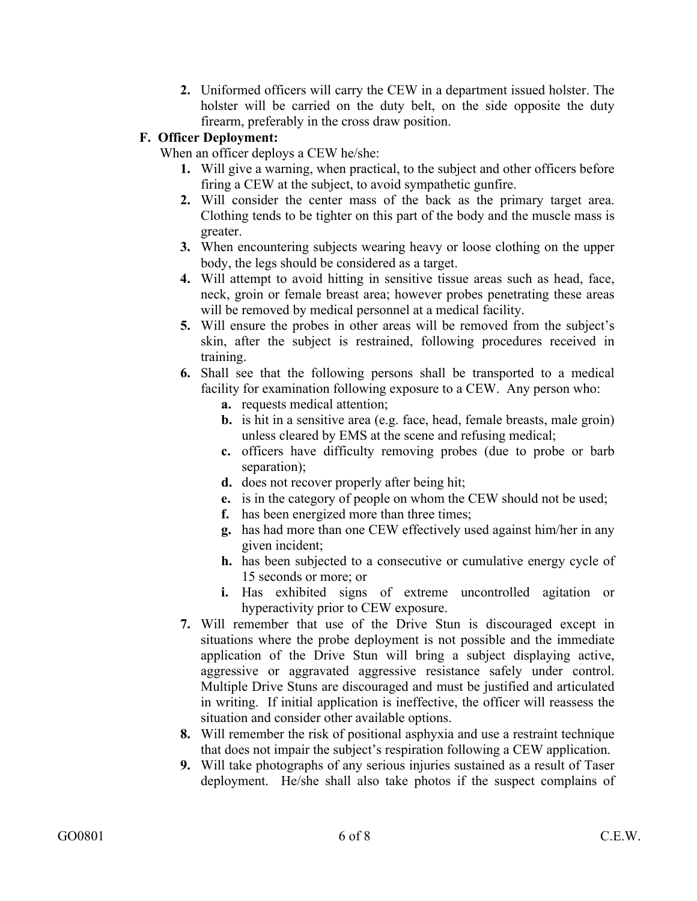2. Uniformed officers will carry the CEW in a department issued holster. The holster will be carried on the duty belt, on the side opposite the duty firearm, preferably in the cross draw position.

**F. Officer Deployment:**

When an officer deploys a CEW he/she:

1. Will give a warning, when practical, to the subject and other officers before firing a CEW at the subject, to avoid sympathetic gunfire.
2. Will consider the center mass of the back as the primary target area. Clothing tends to be tighter on this part of the body and the muscle mass is greater.
3. When encountering subjects wearing heavy or loose clothing on the upper body, the legs should be considered as a target.
4. Will attempt to avoid hitting in sensitive tissue areas such as head, face, neck, groin or female breast area; however probes penetrating these areas will be removed by medical personnel at a medical facility.
5. Will ensure the probes in other areas will be removed from the subject's skin, after the subject is restrained, following procedures received in training.
6. Shall see that the following persons shall be transported to a medical facility for examination following exposure to a CEW. Any person who:
   - **a.** requests medical attention;
   - **b.** is hit in a sensitive area (e.g. face, head, female breasts, male groin) unless cleared by EMS at the scene and refusing medical;
   - **c.** officers have difficulty removing probes (due to probe or barb separation);
   - **d.** does not recover properly after being hit;
   - **e.** is in the category of people on whom the CEW should not be used;
   - **f.** has been energized more than three times;
   - **g.** has had more than one CEW effectively used against him/her in any given incident;
   - **h.** has been subjected to a consecutive or cumulative energy cycle of 15 seconds or more; or
   - **i.** Has exhibited signs of extreme uncontrolled agitation or hyperactivity prior to CEW exposure.
7. Will remember that use of the Drive Stun is discouraged except in situations where the probe deployment is not possible and the immediate application of the Drive Stun will bring a subject displaying active, aggressive or aggravated aggressive resistance safely under control. Multiple Drive Stuns are discouraged and must be justified and articulated in writing. If initial application is ineffective, the officer will reassess the situation and consider other available options.
8. Will remember the risk of positional asphyxia and use a restraint technique that does not impair the subject's respiration following a CEW application.
9. Will take photographs of any serious injuries sustained as a result of Taser deployment. He/she shall also take photos if the suspect complains of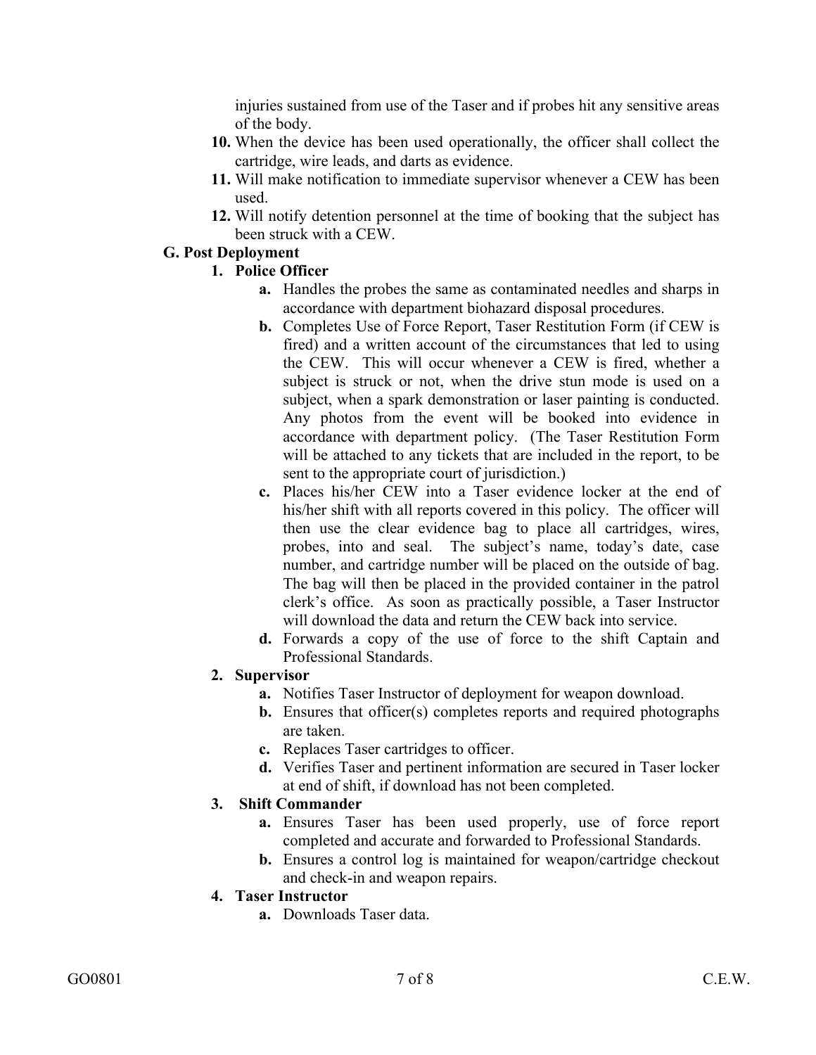injuries sustained from use of the Taser and if probes hit any sensitive areas of the body.

10. When the device has been used operationally, the officer shall collect the cartridge, wire leads, and darts as evidence.
11. Will make notification to immediate supervisor whenever a CEW has been used.
12. Will notify detention personnel at the time of booking that the subject has been struck with a CEW.

**G. Post Deployment**

1. **Police Officer**
   - **a.** Handles the probes the same as contaminated needles and sharps in accordance with department biohazard disposal procedures.
   - **b.** Completes Use of Force Report, Taser Restitution Form (if CEW is fired) and a written account of the circumstances that led to using the CEW. This will occur whenever a CEW is fired, whether a subject is struck or not, when the drive stun mode is used on a subject, when a spark demonstration or laser painting is conducted. Any photos from the event will be booked into evidence in accordance with department policy. (The Taser Restitution Form will be attached to any tickets that are included in the report, to be sent to the appropriate court of jurisdiction.)
   - **c.** Places his/her CEW into a Taser evidence locker at the end of his/her shift with all reports covered in this policy. The officer will then use the clear evidence bag to place all cartridges, wires, probes, into and seal. The subject's name, today's date, case number, and cartridge number will be placed on the outside of bag. The bag will then be placed in the provided container in the patrol clerk's office. As soon as practically possible, a Taser Instructor will download the data and return the CEW back into service.
   - **d.** Forwards a copy of the use of force to the shift Captain and Professional Standards.
2. **Supervisor**
   - **a.** Notifies Taser Instructor of deployment for weapon download.
   - **b.** Ensures that officer(s) completes reports and required photographs are taken.
   - **c.** Replaces Taser cartridges to officer.
   - **d.** Verifies Taser and pertinent information are secured in Taser locker at end of shift, if download has not been completed.
3. **Shift Commander**
   - **a.** Ensures Taser has been used properly, use of force report completed and accurate and forwarded to Professional Standards.
   - **b.** Ensures a control log is maintained for weapon/cartridge checkout and check-in and weapon repairs.
4. **Taser Instructor**
   - **a.** Downloads Taser data.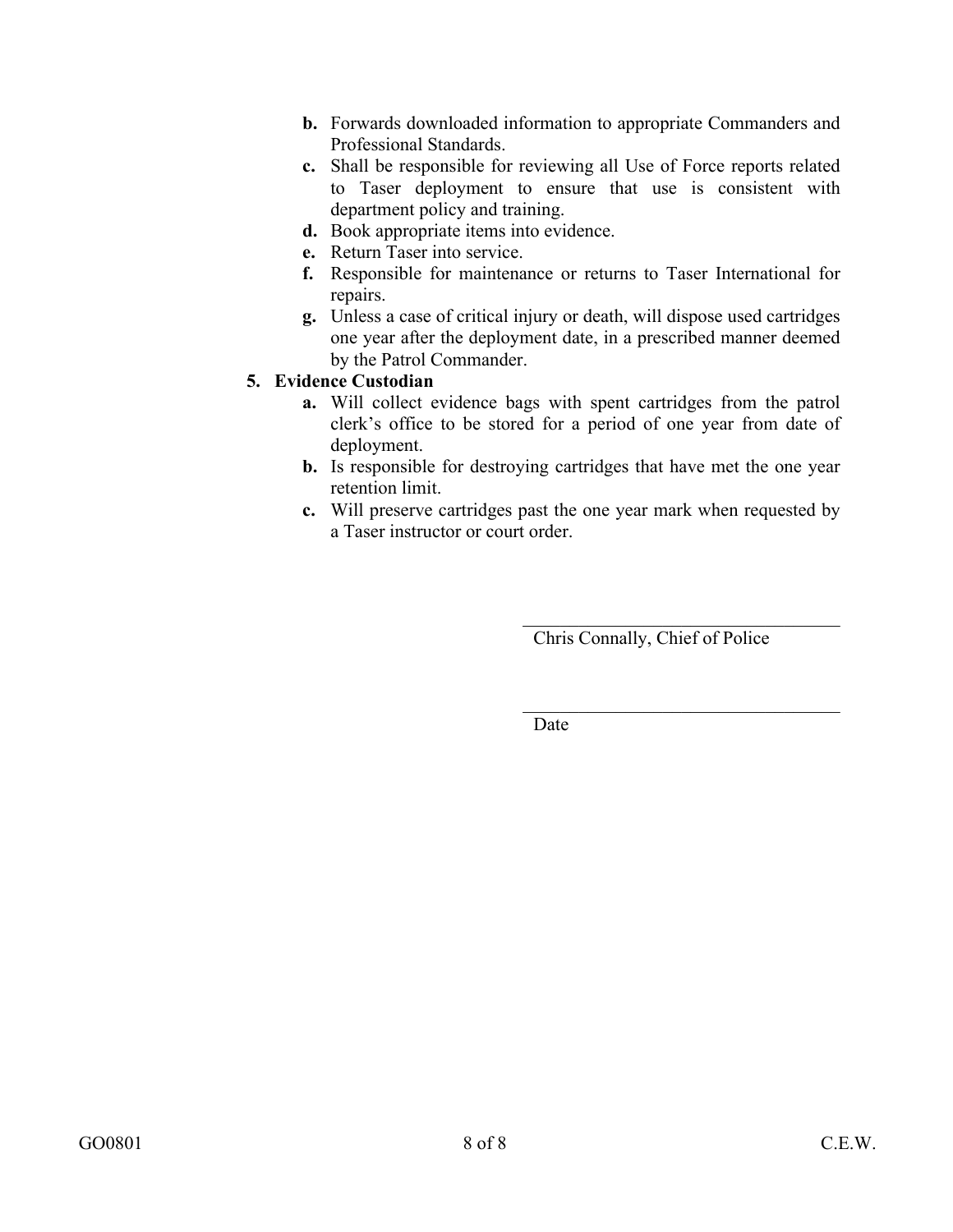**b.** Forwards downloaded information to appropriate Commanders and Professional Standards.
  **c.** Shall be responsible for reviewing all Use of Force reports related to Taser deployment to ensure that use is consistent with department policy and training.
  **d.** Book appropriate items into evidence.
  **e.** Return Taser into service.
  **f.** Responsible for maintenance or returns to Taser International for repairs.
  **g.** Unless a case of critical injury or death, will dispose used cartridges one year after the deployment date, in a prescribed manner deemed by the Patrol Commander.

**5. Evidence Custodian**

  **a.** Will collect evidence bags with spent cartridges from the patrol clerk's office to be stored for a period of one year from date of deployment.
  **b.** Is responsible for destroying cartridges that have met the one year retention limit.
  **c.** Will preserve cartridges past the one year mark when requested by a Taser instructor or court order.

___________________________________
Chris Connally, Chief of Police

___________________________________
Date